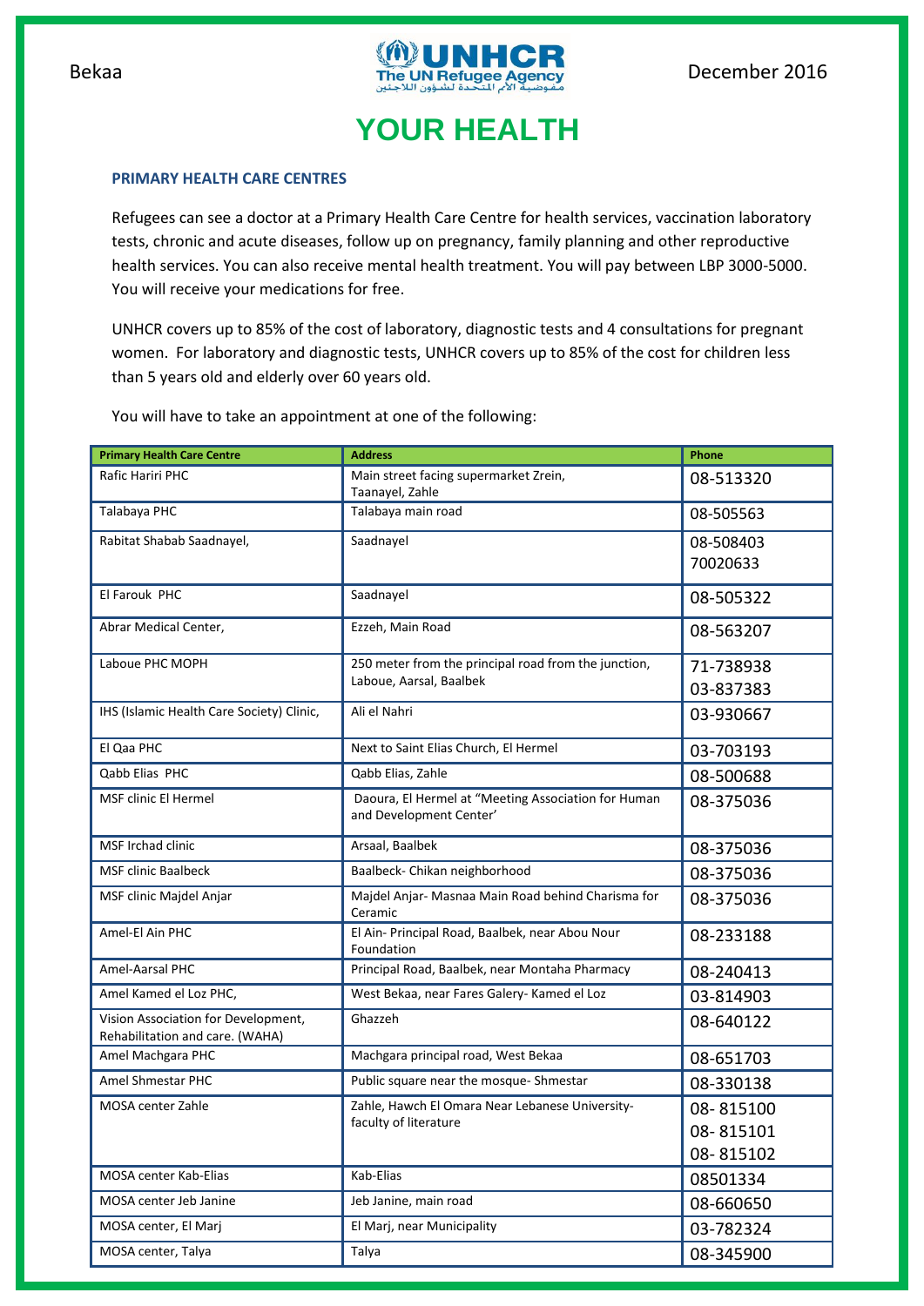Bekaa

December 2016

# YOUR HEALTH

## PRIMARY HEALTH CARE CENTRES

Refugees can see a doctor at a Primary Health Care Centre for health services, vaccination laboratory tests, chronic and acute diseases, follow up on pregnancy, family planning and other reproductive health services. You can also receive mental health treatment. You will pay between LBP 3000-5000. You will receive your medications for free.

UNHCR covers up to 85% of the cost of laboratory, diagnostic tests and 4 consultations for pregnant women. For laboratory and diagnostic tests, UNHCR covers up to 85% of the cost for children less than 5 years old and elderly over 60 years old.

You will have to take an appointment at one of the following:

| Primary Health Care Centre | Address | Phone |
|---|---|---|
| Rafic Hariri PHC | Main street facing supermarket Zrein, Taanayel, Zahle | 08-513320 |
| Talabaya PHC | Talabaya main road | 08-505563 |
| Rabitat Shabab Saadnayel, | Saadnayel | 08-508403<br>70020633 |
| El Farouk PHC | Saadnayel | 08-505322 |
| Abrar Medical Center, | Ezzeh, Main Road | 08-563207 |
| Laboue PHC MOPH | 250 meter from the principal road from the junction, Laboue, Aarsal, Baalbek | 71-738938<br>03-837383 |
| IHS (Islamic Health Care Society) Clinic, | Ali el Nahri | 03-930667 |
| El Qaa PHC | Next to Saint Elias Church, El Hermel | 03-703193 |
| Qabb Elias PHC | Qabb Elias, Zahle | 08-500688 |
| MSF clinic El Hermel | Daoura, El Hermel at "Meeting Association for Human and Development Center' | 08-375036 |
| MSF Irchad clinic | Arsaal, Baalbek | 08-375036 |
| MSF clinic Baalbeck | Baalbeck- Chikan neighborhood | 08-375036 |
| MSF clinic Majdel Anjar | Majdel Anjar- Masnaa Main Road behind Charisma for Ceramic | 08-375036 |
| Amel-El Ain PHC | El Ain- Principal Road, Baalbek, near Abou Nour Foundation | 08-233188 |
| Amel-Aarsal PHC | Principal Road, Baalbek, near Montaha Pharmacy | 08-240413 |
| Amel Kamed el Loz PHC, | West Bekaa, near Fares Galery- Kamed el Loz | 03-814903 |
| Vision Association for Development, Rehabilitation and care. (WAHA) | Ghazzeh | 08-640122 |
| Amel Machgara PHC | Machgara principal road, West Bekaa | 08-651703 |
| Amel Shmestar PHC | Public square near the mosque- Shmestar | 08-330138 |
| MOSA center Zahle | Zahle, Hawch El Omara Near Lebanese University- faculty of literature | 08- 815100<br>08- 815101<br>08- 815102 |
| MOSA center Kab-Elias | Kab-Elias | 08501334 |
| MOSA center Jeb Janine | Jeb Janine, main road | 08-660650 |
| MOSA center, El Marj | El Marj, near Municipality | 03-782324 |
| MOSA center, Talya | Talya | 08-345900 |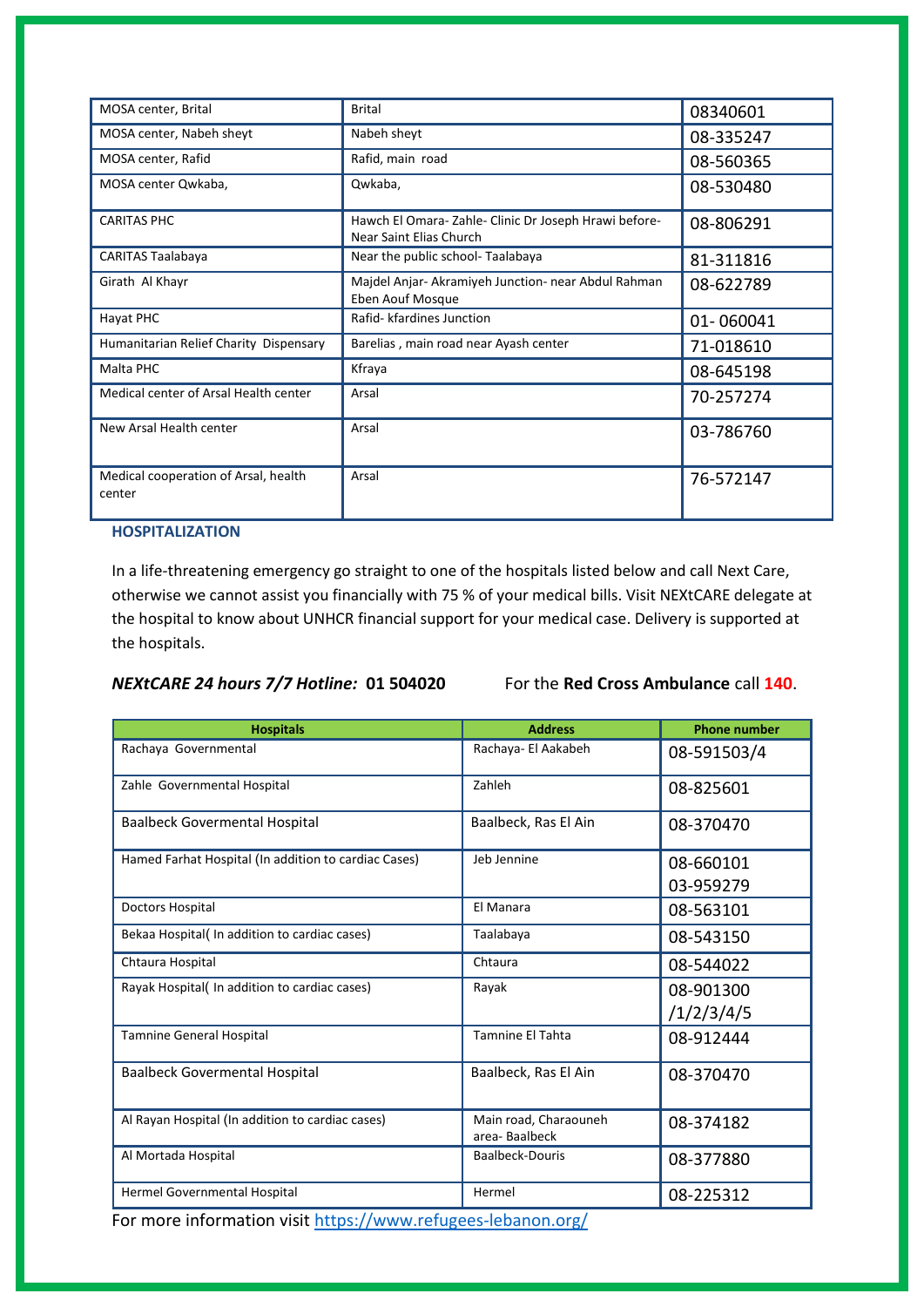| | | |
|---|---|---|
| MOSA center, Brital | Brital | 08340601 |
| MOSA center, Nabeh sheyt | Nabeh sheyt | 08-335247 |
| MOSA center, Rafid | Rafid, main road | 08-560365 |
| MOSA center Qwkaba, | Qwkaba, | 08-530480 |
| CARITAS PHC | Hawch El Omara- Zahle- Clinic Dr Joseph Hrawi before- Near Saint Elias Church | 08-806291 |
| CARITAS Taalabaya | Near the public school- Taalabaya | 81-311816 |
| Girath Al Khayr | Majdel Anjar- Akramiyeh Junction- near Abdul Rahman Eben Aouf Mosque | 08-622789 |
| Hayat PHC | Rafid- kfardines Junction | 01- 060041 |
| Humanitarian Relief Charity Dispensary | Barelias , main road near Ayash center | 71-018610 |
| Malta PHC | Kfraya | 08-645198 |
| Medical center of Arsal Health center | Arsal | 70-257274 |
| New Arsal Health center | Arsal | 03-786760 |
| Medical cooperation of Arsal, health center | Arsal | 76-572147 |

## HOSPITALIZATION

In a life-threatening emergency go straight to one of the hospitals listed below and call Next Care, otherwise we cannot assist you financially with 75 % of your medical bills. Visit NEXtCARE delegate at the hospital to know about UNHCR financial support for your medical case. Delivery is supported at the hospitals.

***NEXtCARE 24 hours 7/7 Hotline:* 01 504020** For the **Red Cross Ambulance** call **140**.

| Hospitals | Address | Phone number |
|---|---|---|
| Rachaya Governmental | Rachaya- El Aakabeh | 08-591503/4 |
| Zahle Governmental Hospital | Zahleh | 08-825601 |
| Baalbeck Govermental Hospital | Baalbeck, Ras El Ain | 08-370470 |
| Hamed Farhat Hospital (In addition to cardiac Cases) | Jeb Jennine | 08-660101<br>03-959279 |
| Doctors Hospital | El Manara | 08-563101 |
| Bekaa Hospital( In addition to cardiac cases) | Taalabaya | 08-543150 |
| Chtaura Hospital | Chtaura | 08-544022 |
| Rayak Hospital( In addition to cardiac cases) | Rayak | 08-901300 /1/2/3/4/5 |
| Tamnine General Hospital | Tamnine El Tahta | 08-912444 |
| Baalbeck Govermental Hospital | Baalbeck, Ras El Ain | 08-370470 |
| Al Rayan Hospital (In addition to cardiac cases) | Main road, Charaouneh area- Baalbeck | 08-374182 |
| Al Mortada Hospital | Baalbeck-Douris | 08-377880 |
| Hermel Governmental Hospital | Hermel | 08-225312 |

For more information visit https://www.refugees-lebanon.org/